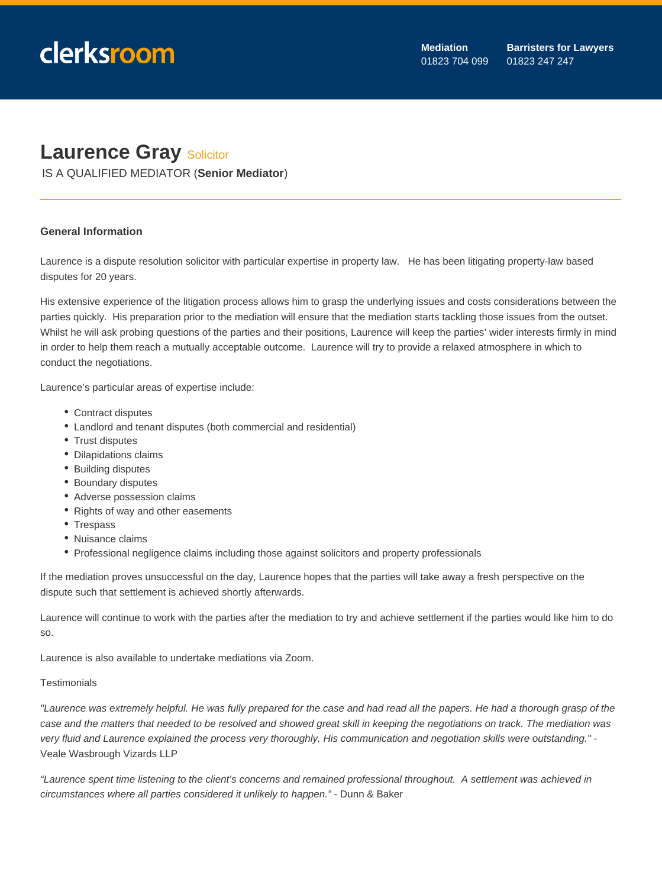clerksroom

**Mediation** 01823 704 099 **Barristers for Lawyers** 01823 247 247

# Laurence Gray Solicitor

IS A QUALIFIED MEDIATOR (**Senior Mediator**)

### General Information

Laurence is a dispute resolution solicitor with particular expertise in property law. He has been litigating property-law based disputes for 20 years.

His extensive experience of the litigation process allows him to grasp the underlying issues and costs considerations between the parties quickly. His preparation prior to the mediation will ensure that the mediation starts tackling those issues from the outset. Whilst he will ask probing questions of the parties and their positions, Laurence will keep the parties' wider interests firmly in mind in order to help them reach a mutually acceptable outcome. Laurence will try to provide a relaxed atmosphere in which to conduct the negotiations.

Laurence's particular areas of expertise include:

- Contract disputes
- Landlord and tenant disputes (both commercial and residential)
- Trust disputes
- Dilapidations claims
- Building disputes
- Boundary disputes
- Adverse possession claims
- Rights of way and other easements
- Trespass
- Nuisance claims
- Professional negligence claims including those against solicitors and property professionals

If the mediation proves unsuccessful on the day, Laurence hopes that the parties will take away a fresh perspective on the dispute such that settlement is achieved shortly afterwards.

Laurence will continue to work with the parties after the mediation to try and achieve settlement if the parties would like him to do so.

Laurence is also available to undertake mediations via Zoom.

Testimonials

*"Laurence was extremely helpful. He was fully prepared for the case and had read all the papers. He had a thorough grasp of the case and the matters that needed to be resolved and showed great skill in keeping the negotiations on track. The mediation was very fluid and Laurence explained the process very thoroughly. His communication and negotiation skills were outstanding."* - Veale Wasbrough Vizards LLP

*"Laurence spent time listening to the client's concerns and remained professional throughout. A settlement was achieved in circumstances where all parties considered it unlikely to happen."* - Dunn & Baker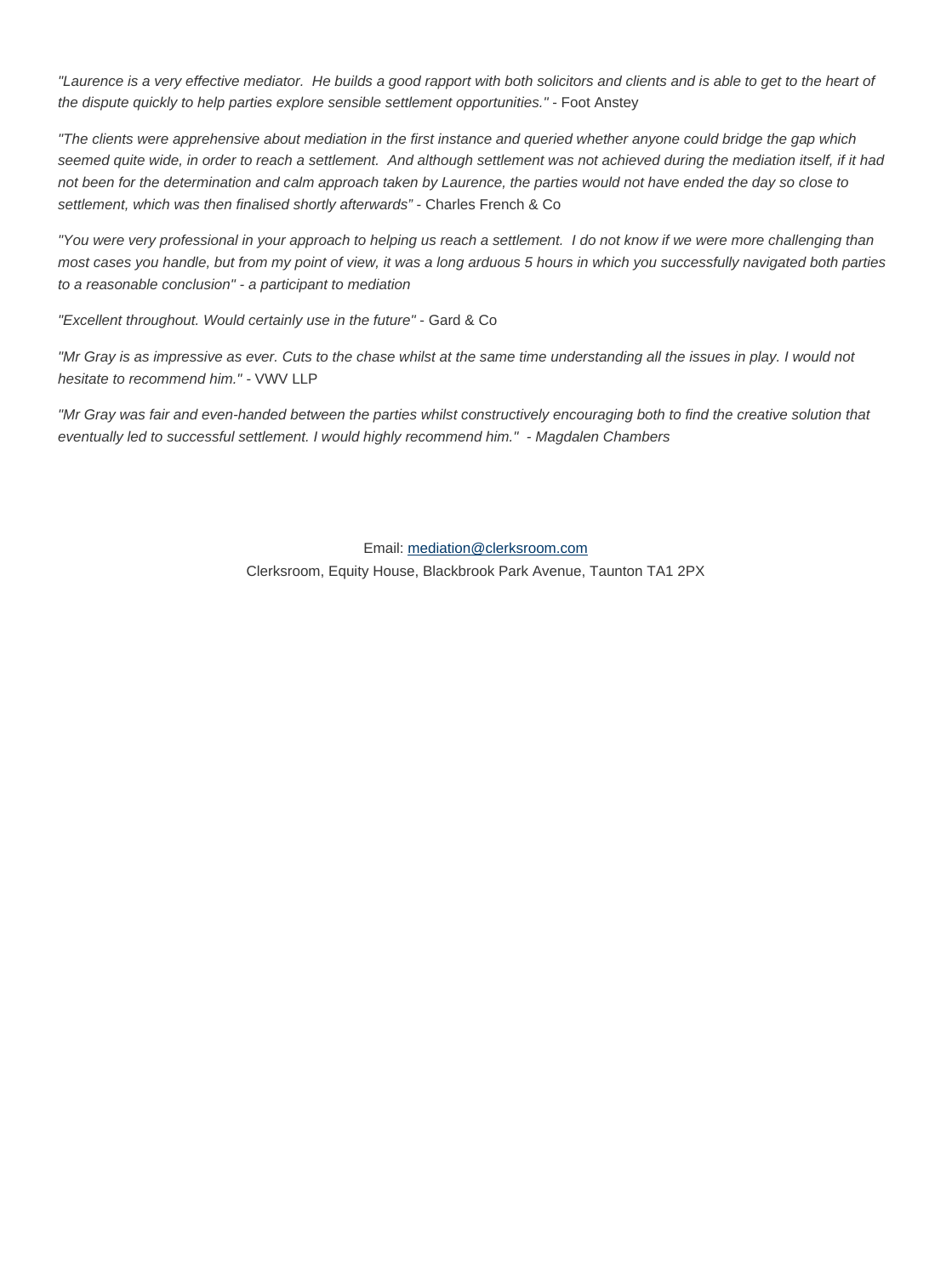*"Laurence is a very effective mediator.  He builds a good rapport with both solicitors and clients and is able to get to the heart of the dispute quickly to help parties explore sensible settlement opportunities."* - Foot Anstey

*"The clients were apprehensive about mediation in the first instance and queried whether anyone could bridge the gap which seemed quite wide, in order to reach a settlement.  And although settlement was not achieved during the mediation itself, if it had not been for the determination and calm approach taken by Laurence, the parties would not have ended the day so close to settlement, which was then finalised shortly afterwards"* - Charles French & Co

*"You were very professional in your approach to helping us reach a settlement.  I do not know if we were more challenging than most cases you handle, but from my point of view, it was a long arduous 5 hours in which you successfully navigated both parties to a reasonable conclusion" - a participant to mediation*

*"Excellent throughout. Would certainly use in the future"* - Gard & Co

*"Mr Gray is as impressive as ever. Cuts to the chase whilst at the same time understanding all the issues in play. I would not hesitate to recommend him."* - VWV LLP

*"Mr Gray was fair and even-handed between the parties whilst constructively encouraging both to find the creative solution that eventually led to successful settlement. I would highly recommend him."  - Magdalen Chambers*

Email: mediation@clerksroom.com
Clerksroom, Equity House, Blackbrook Park Avenue, Taunton TA1 2PX